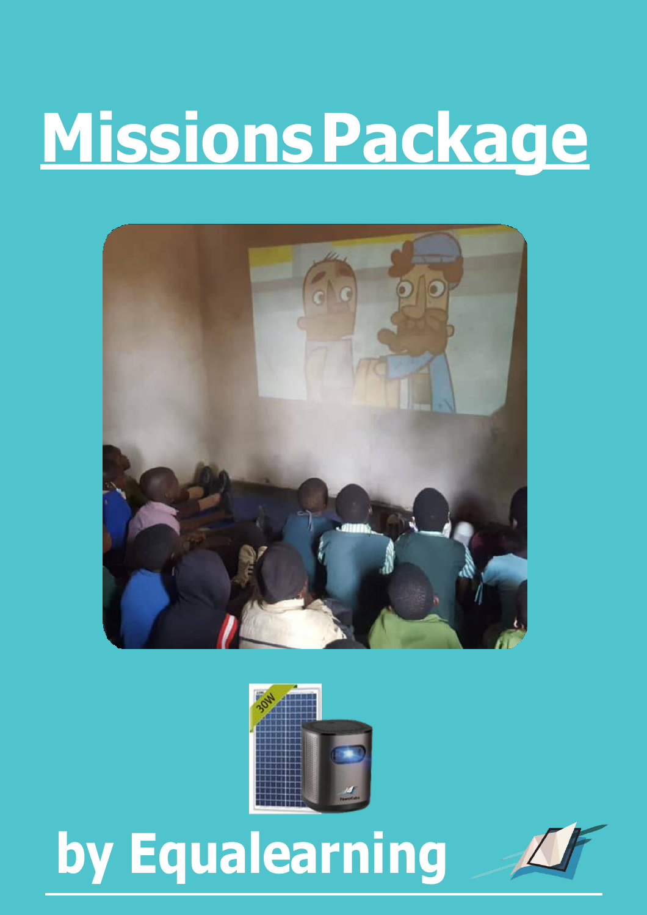# Missions Package

by Equalearning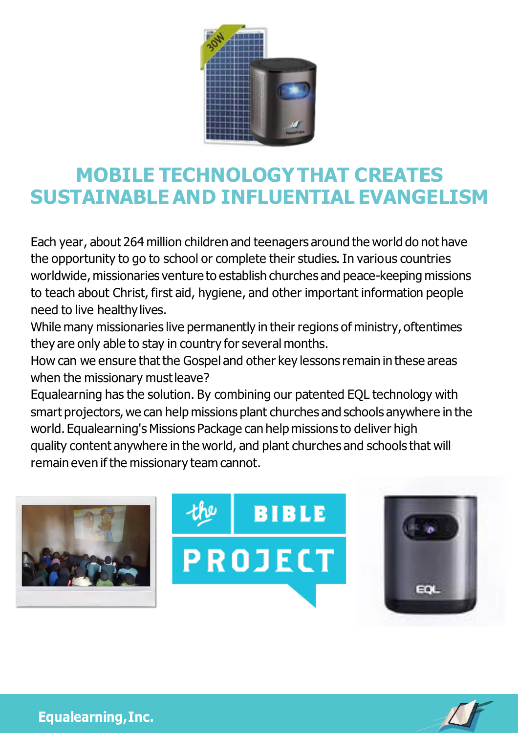# MOBILE TECHNOLOGY THAT CREATES SUSTAINABLE AND INFLUENTIAL EVANGELISM

Each year, about 264 million children and teenagers around the world do not have the opportunity to go to school or complete their studies. In various countries worldwide, missionaries venture to establish churches and peace-keeping missions to teach about Christ, first aid, hygiene, and other important information people need to live healthy lives.

While many missionaries live permanently in their regions of ministry, oftentimes they are only able to stay in country for several months.

How can we ensure that the Gospel and other key lessons remain in these areas when the missionary must leave?

Equalearning has the solution. By combining our patented EQL technology with smart projectors, we can help missions plant churches and schools anywhere in the world. Equalearning's Missions Package can help missions to deliver high quality content anywhere in the world, and plant churches and schools that will remain even if the missionary team cannot.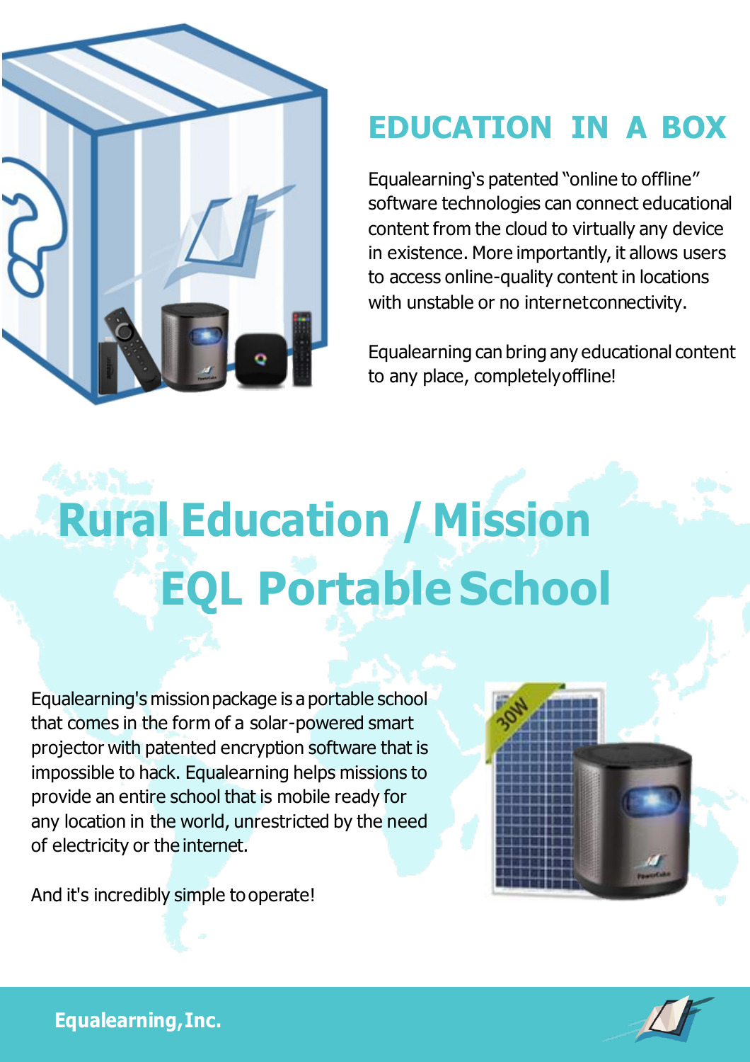## EDUCATION IN A BOX

Equalearning's patented "online to offline" software technologies can connect educational content from the cloud to virtually any device in existence. More importantly, it allows users to access online-quality content in locations with unstable or no internet connectivity.

Equalearning can bring any educational content to any place, completely offline!

# Rural Education / Mission EQL Portable School

Equalearning's mission package is a portable school that comes in the form of a solar-powered smart projector with patented encryption software that is impossible to hack. Equalearning helps missions to provide an entire school that is mobile ready for any location in the world, unrestricted by the need of electricity or the internet.

And it's incredibly simple to operate!

**Equalearning, Inc.**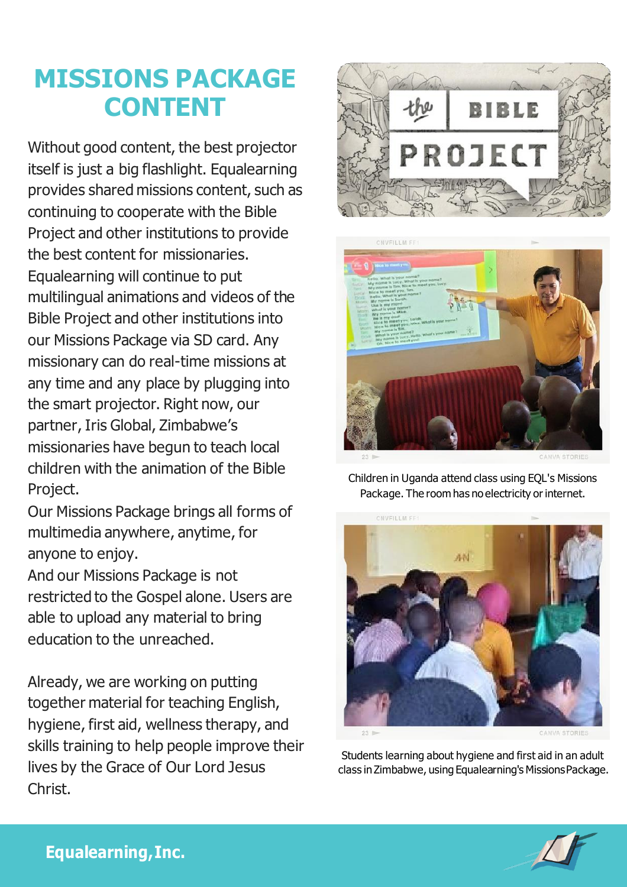# MISSIONS PACKAGE CONTENT

Without good content, the best projector itself is just a big flashlight. Equalearning provides shared missions content, such as continuing to cooperate with the Bible Project and other institutions to provide the best content for missionaries. Equalearning will continue to put multilingual animations and videos of the Bible Project and other institutions into our Missions Package via SD card. Any missionary can do real-time missions at any time and any place by plugging into the smart projector. Right now, our partner, Iris Global, Zimbabwe's missionaries have begun to teach local children with the animation of the Bible Project.

Our Missions Package brings all forms of multimedia anywhere, anytime, for anyone to enjoy.

And our Missions Package is not restricted to the Gospel alone. Users are able to upload any material to bring education to the unreached.

Already, we are working on putting together material for teaching English, hygiene, first aid, wellness therapy, and skills training to help people improve their lives by the Grace of Our Lord Jesus Christ.

Children in Uganda attend class using EQL's Missions Package. The room has no electricity or internet.

Students learning about hygiene and first aid in an adult class in Zimbabwe, using Equalearning's Missions Package.

**Equalearning, Inc.**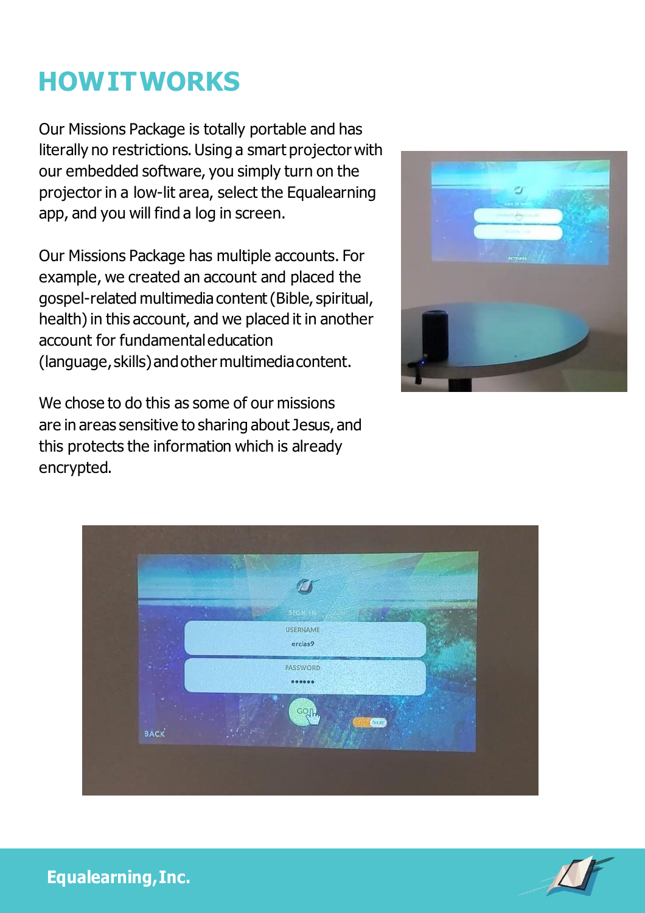# HOW IT WORKS

Our Missions Package is totally portable and has literally no restrictions. Using a smart projector with our embedded software, you simply turn on the projector in a low-lit area, select the Equalearning app, and you will find a log in screen.

Our Missions Package has multiple accounts. For example, we created an account and placed the gospel-related multimedia content (Bible, spiritual, health) in this account, and we placed it in another account for fundamental education (language, skills) and other multimedia content.

We chose to do this as some of our missions are in areas sensitive to sharing about Jesus, and this protects the information which is already encrypted.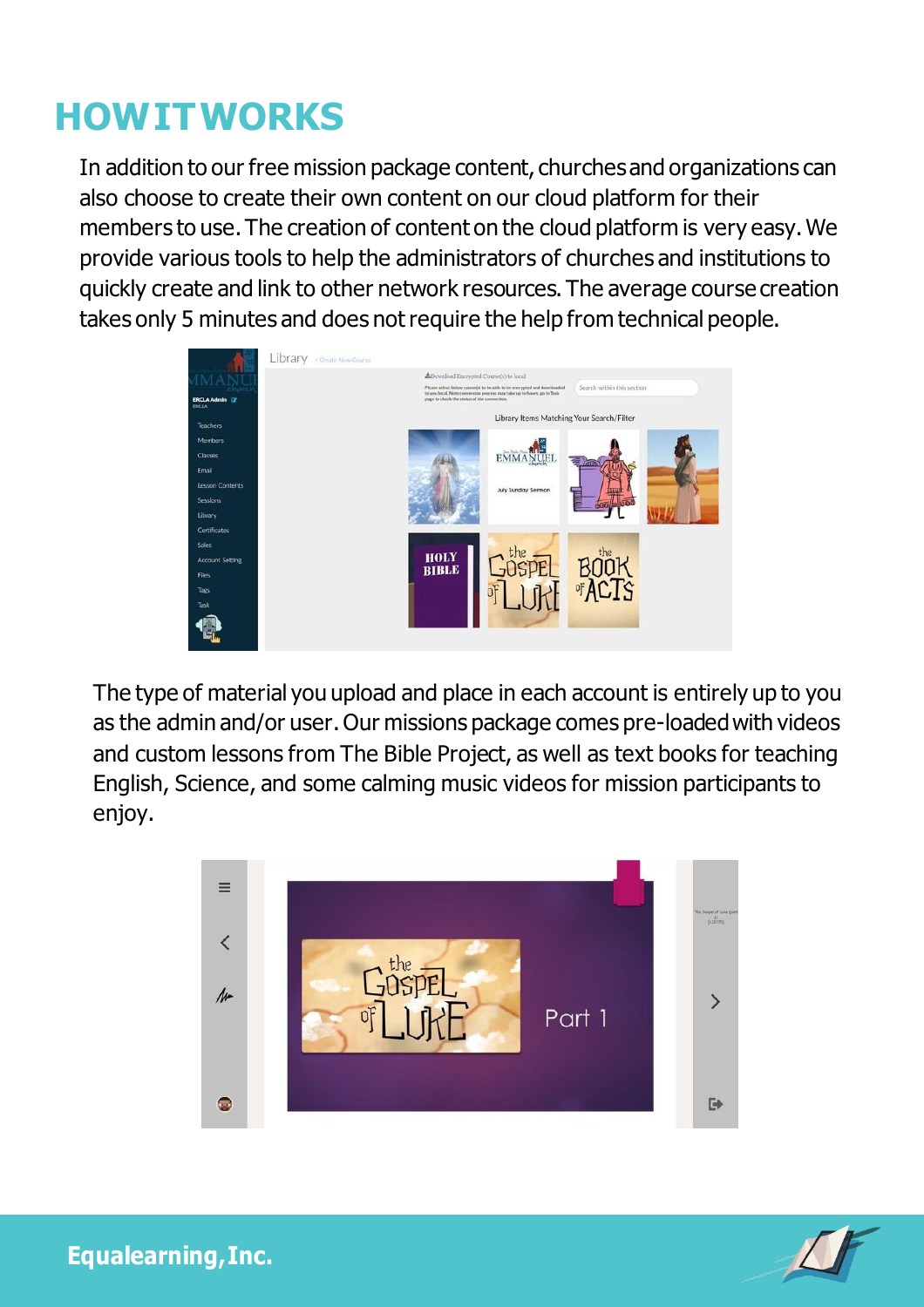# HOW IT WORKS

In addition to our free mission package content, churches and organizations can also choose to create their own content on our cloud platform for their members to use. The creation of content on the cloud platform is very easy. We provide various tools to help the administrators of churches and institutions to quickly create and link to other network resources. The average course creation takes only 5 minutes and does not require the help from technical people.

The type of material you upload and place in each account is entirely up to you as the admin and/or user. Our missions package comes pre-loaded with videos and custom lessons from The Bible Project, as well as text books for teaching English, Science, and some calming music videos for mission participants to enjoy.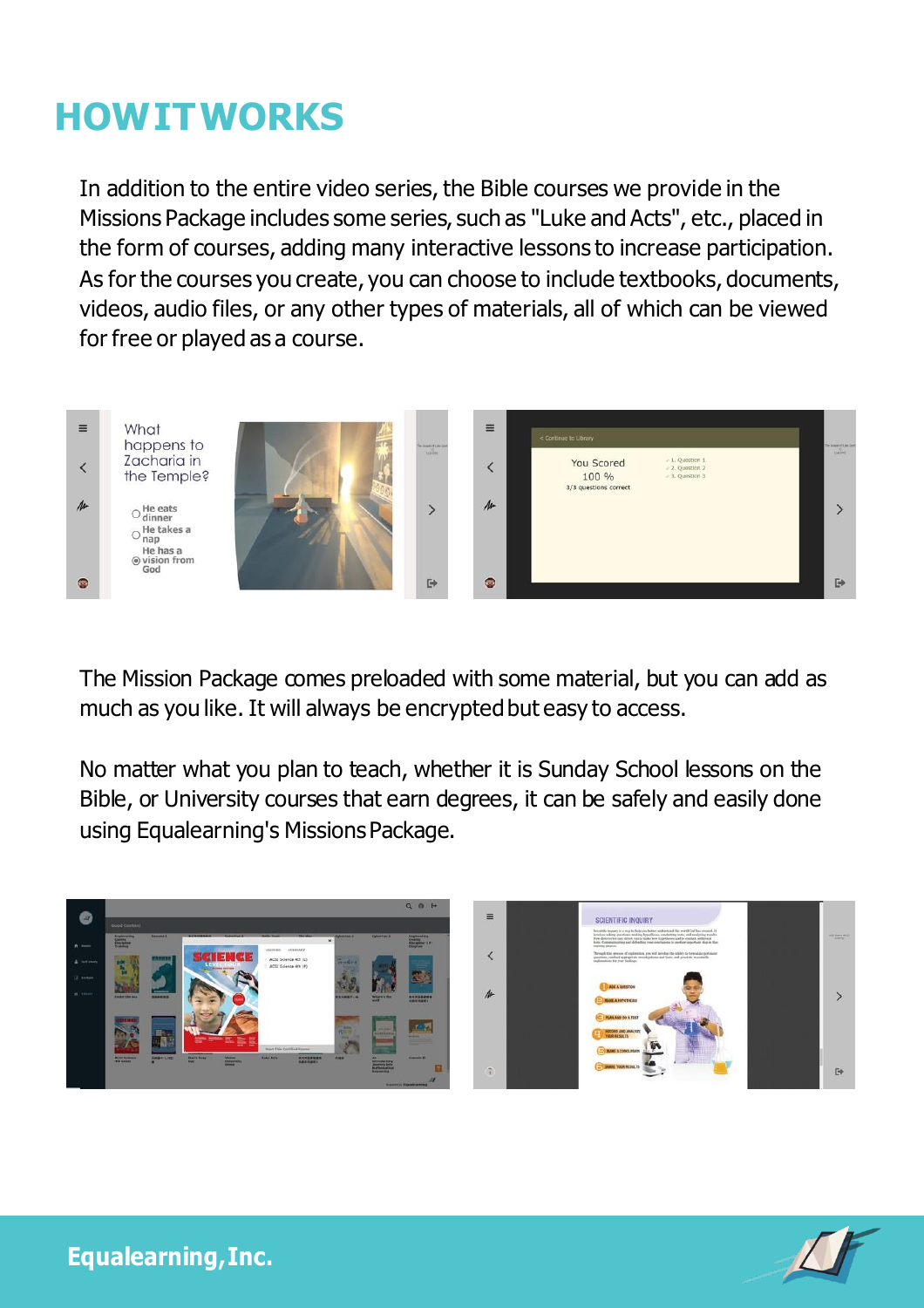# HOW IT WORKS

In addition to the entire video series, the Bible courses we provide in the Missions Package includes some series, such as "Luke and Acts", etc., placed in the form of courses, adding many interactive lessons to increase participation. As for the courses you create, you can choose to include textbooks, documents, videos, audio files, or any other types of materials, all of which can be viewed for free or played as a course.

The Mission Package comes preloaded with some material, but you can add as much as you like. It will always be encrypted but easy to access.

No matter what you plan to teach, whether it is Sunday School lessons on the Bible, or University courses that earn degrees, it can be safely and easily done using Equalearning's Missions Package.

**Equalearning, Inc.**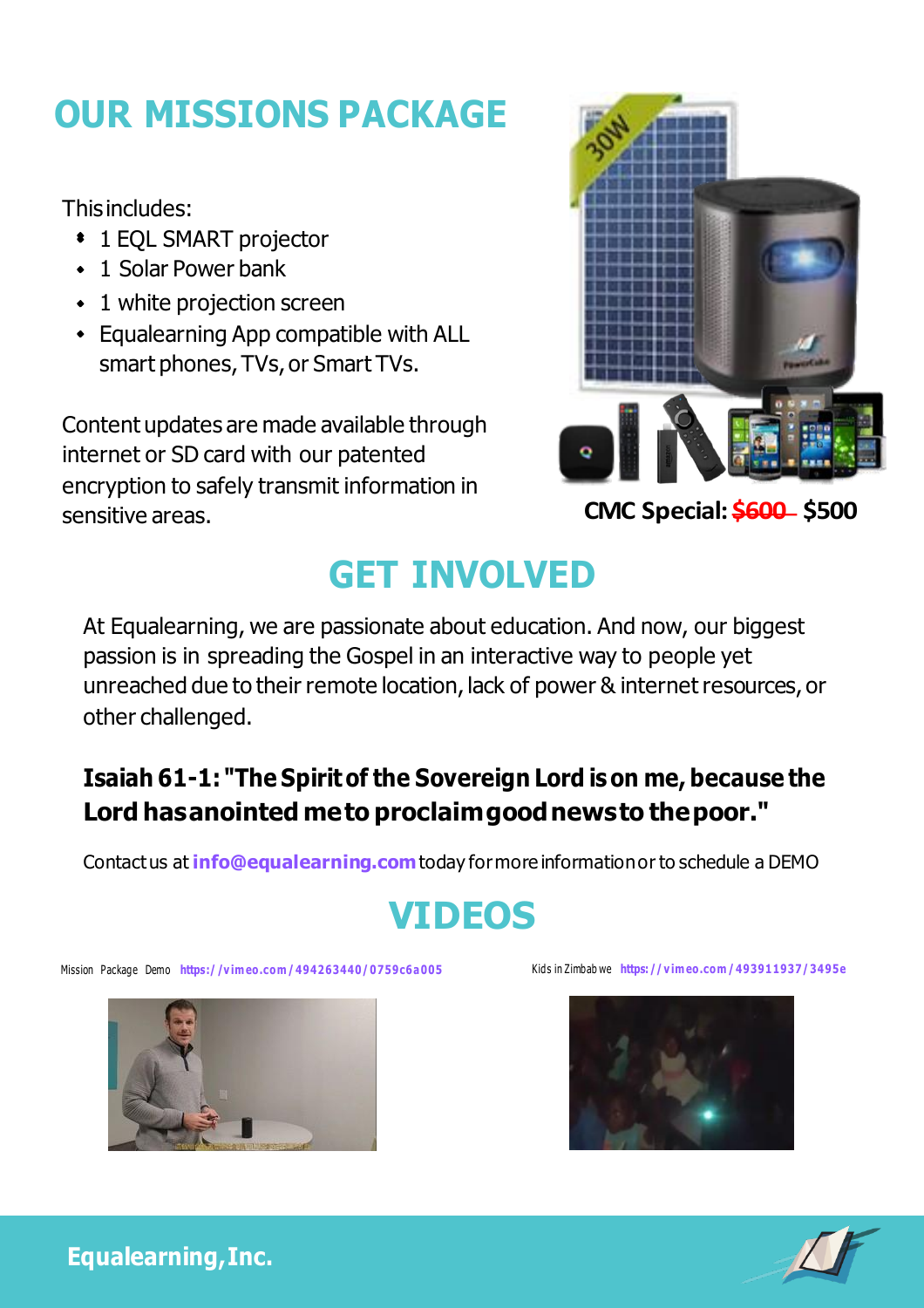# OUR MISSIONS PACKAGE

This includes:

- 1 EQL SMART projector
- 1 Solar Power bank
- 1 white projection screen
- Equalearning App compatible with ALL smart phones, TVs, or Smart TVs.

Content updates are made available through internet or SD card with our patented encryption to safely transmit information in sensitive areas.

**CMC Special: ~~$600~~ $500**

# GET INVOLVED

At Equalearning, we are passionate about education. And now, our biggest passion is in spreading the Gospel in an interactive way to people yet unreached due to their remote location, lack of power & internet resources, or other challenged.

**Isaiah 61-1: "The Spirit of the Sovereign Lord is on me, because the Lord has anointed me to proclaim good news to the poor."**

Contact us at **info@equalearning.com** today for more information or to schedule a DEMO

# VIDEOS

Mission Package Demo **https://vimeo.com/494263440/0759c6a005**

Kids in Zimbabwe **https://vimeo.com/493911937/3495e**

**Equalearning, Inc.**